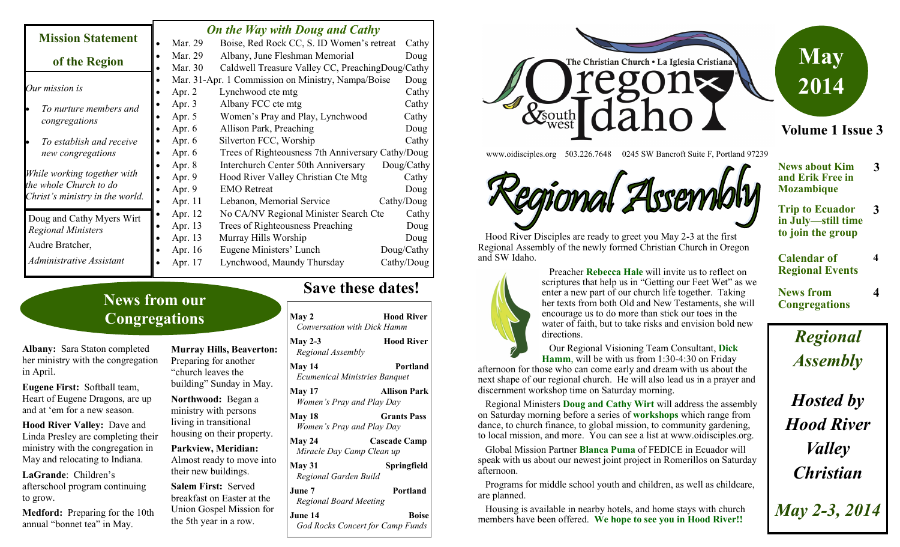## Mission Statement of the Region

*Our mission is*

- *To nurture members and congregations*
- *To establish and receive new congregations*

*While working together with the whole Church to do Christ's ministry in the world.*

Doug and Cathy Myers Wirt
*Regional Ministers*

Audre Bratcher,
*Administrative Assistant*

## *On the Way with Doug and Cathy*

| Date | Event | Who |
|---|---|---|
| Mar. 29 | Boise, Red Rock CC, S. ID Women's retreat | Cathy |
| Mar. 29 | Albany, June Fleshman Memorial | Doug |
| Mar. 30 | Caldwell Treasure Valley CC, Preaching | Doug/Cathy |
| Mar. 31-Apr. 1 | Commission on Ministry, Nampa/Boise | Doug |
| Apr. 2 | Lynchwood cte mtg | Cathy |
| Apr. 3 | Albany FCC cte mtg | Cathy |
| Apr. 5 | Women's Pray and Play, Lynchwood | Cathy |
| Apr. 6 | Allison Park, Preaching | Doug |
| Apr. 6 | Silverton FCC, Worship | Cathy |
| Apr. 6 | Trees of Righteousness 7th Anniversary | Cathy/Doug |
| Apr. 8 | Interchurch Center 50th Anniversary | Doug/Cathy |
| Apr. 9 | Hood River Valley Christian Cte Mtg | Cathy |
| Apr. 9 | EMO Retreat | Doug |
| Apr. 11 | Lebanon, Memorial Service | Cathy/Doug |
| Apr. 12 | No CA/NV Regional Minister Search Cte | Cathy |
| Apr. 13 | Trees of Righteousness Preaching | Doug |
| Apr. 13 | Murray Hills Worship | Doug |
| Apr. 16 | Eugene Ministers' Lunch | Doug/Cathy |
| Apr. 17 | Lynchwood, Maundy Thursday | Cathy/Doug |

The Christian Church • La Iglesia Cristiana

# Oregon & southwest Idaho

www.oidisciples.org 503.226.7648 0245 SW Bancroft Suite F, Portland 97239

# May 2014

**Volume 1 Issue 3**

| | |
|---|---|
| **News about Kim and Erik Free in Mozambique** | **3** |
| **Trip to Ecuador in July—still time to join the group** | **3** |
| **Calendar of Regional Events** | **4** |
| **News from Congregations** | **4** |

## Regional Assembly

Hood River Disciples are ready to greet you May 2-3 at the first Regional Assembly of the newly formed Christian Church in Oregon and SW Idaho.

Preacher **Rebecca Hale** will invite us to reflect on scriptures that help us in "Getting our Feet Wet" as we enter a new part of our church life together. Taking her texts from both Old and New Testaments, she will encourage us to do more than stick our toes in the water of faith, but to take risks and envision bold new directions.

Our Regional Visioning Team Consultant, **Dick Hamm**, will be with us from 1:30-4:30 on Friday afternoon for those who can come early and dream with us about the next shape of our regional church. He will also lead us in a prayer and discernment workshop time on Saturday morning.

Regional Ministers **Doug and Cathy Wirt** will address the assembly on Saturday morning before a series of **workshops** which range from dance, to church finance, to global mission, to community gardening, to local mission, and more. You can see a list at www.oidisciples.org.

Global Mission Partner **Blanca Puma** of FEDICE in Ecuador will speak with us about our newest joint project in Romerillos on Saturday afternoon.

Programs for middle school youth and children, as well as childcare, are planned.

Housing is available in nearby hotels, and home stays with church members have been offered. **We hope to see you in Hood River!!**

***Regional Assembly***

***Hosted by Hood River Valley Christian***

***May 2-3, 2014***

## News from our Congregations

**Albany:** Sara Staton completed her ministry with the congregation in April.

**Eugene First:** Softball team, Heart of Eugene Dragons, are up and at 'em for a new season.

**Hood River Valley:** Dave and Linda Presley are completing their ministry with the congregation in May and relocating to Indiana.

**LaGrande**: Children's afterschool program continuing to grow.

**Medford:** Preparing for the 10th annual "bonnet tea" in May.

**Murray Hills, Beaverton:** Preparing for another "church leaves the building" Sunday in May.

**Northwood:** Began a ministry with persons living in transitional housing on their property.

**Parkview, Meridian:** Almost ready to move into their new buildings.

**Salem First:** Served breakfast on Easter at the Union Gospel Mission for the 5th year in a row.

## Save these dates!

**May 2** — **Hood River**
*Conversation with Dick Hamm*

**May 2-3** — **Hood River**
*Regional Assembly*

**May 14** — **Portland**
*Ecumenical Ministries Banquet*

**May 17** — **Allison Park**
*Women's Pray and Play Day*

**May 18** — **Grants Pass**
*Women's Pray and Play Day*

**May 24** — **Cascade Camp**
*Miracle Day Camp Clean up*

**May 31** — **Springfield**
*Regional Garden Build*

**June 7** — **Portland**
*Regional Board Meeting*

**June 14** — **Boise**
*God Rocks Concert for Camp Funds*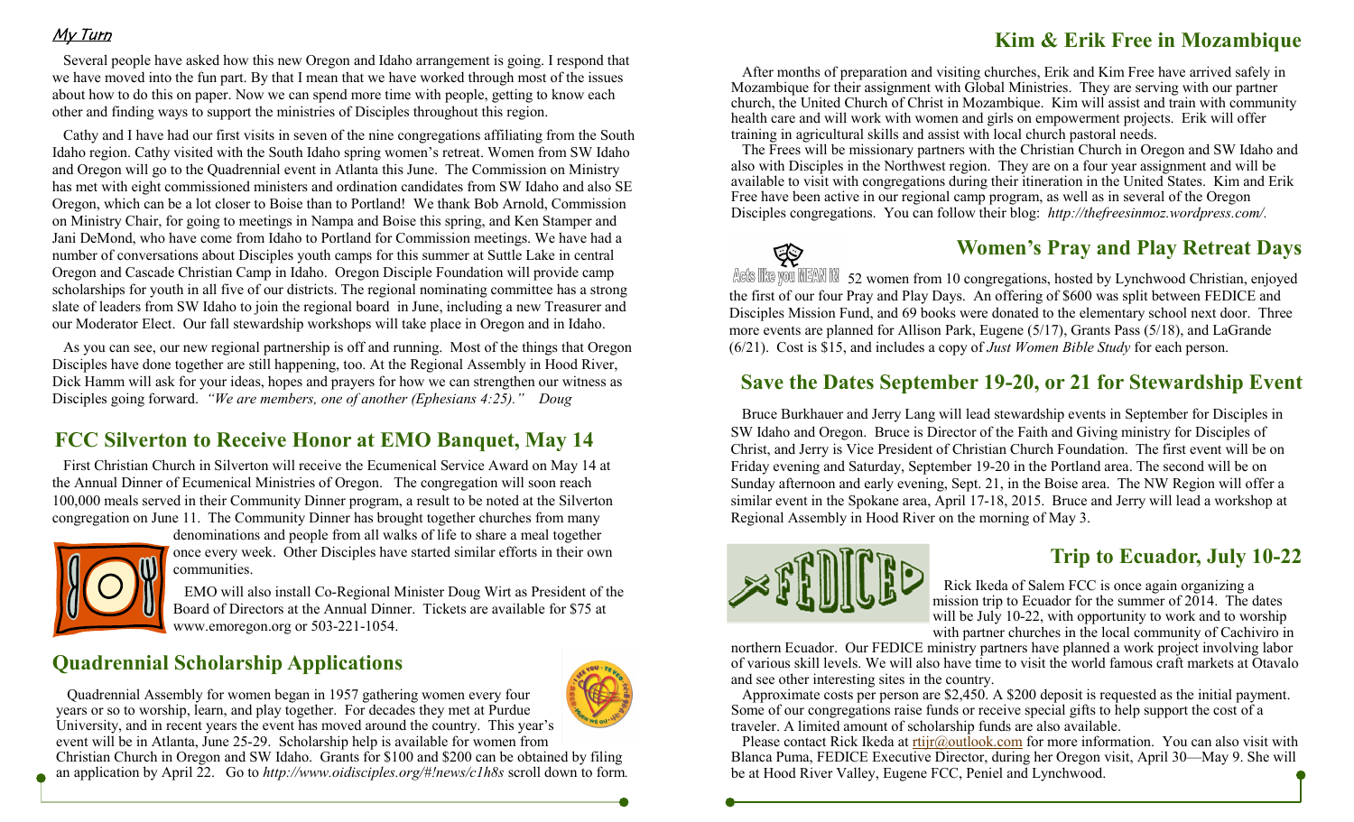*My Turn*

Several people have asked how this new Oregon and Idaho arrangement is going. I respond that we have moved into the fun part. By that I mean that we have worked through most of the issues about how to do this on paper. Now we can spend more time with people, getting to know each other and finding ways to support the ministries of Disciples throughout this region.

Cathy and I have had our first visits in seven of the nine congregations affiliating from the South Idaho region. Cathy visited with the South Idaho spring women's retreat. Women from SW Idaho and Oregon will go to the Quadrennial event in Atlanta this June. The Commission on Ministry has met with eight commissioned ministers and ordination candidates from SW Idaho and also SE Oregon, which can be a lot closer to Boise than to Portland! We thank Bob Arnold, Commission on Ministry Chair, for going to meetings in Nampa and Boise this spring, and Ken Stamper and Jani DeMond, who have come from Idaho to Portland for Commission meetings. We have had a number of conversations about Disciples youth camps for this summer at Suttle Lake in central Oregon and Cascade Christian Camp in Idaho. Oregon Disciple Foundation will provide camp scholarships for youth in all five of our districts. The regional nominating committee has a strong slate of leaders from SW Idaho to join the regional board in June, including a new Treasurer and our Moderator Elect. Our fall stewardship workshops will take place in Oregon and in Idaho.

As you can see, our new regional partnership is off and running. Most of the things that Oregon Disciples have done together are still happening, too. At the Regional Assembly in Hood River, Dick Hamm will ask for your ideas, hopes and prayers for how we can strengthen our witness as Disciples going forward. *"We are members, one of another (Ephesians 4:25)." Doug*

## FCC Silverton to Receive Honor at EMO Banquet, May 14

First Christian Church in Silverton will receive the Ecumenical Service Award on May 14 at the Annual Dinner of Ecumenical Ministries of Oregon. The congregation will soon reach 100,000 meals served in their Community Dinner program, a result to be noted at the Silverton congregation on June 11. The Community Dinner has brought together churches from many denominations and people from all walks of life to share a meal together once every week. Other Disciples have started similar efforts in their own communities.

EMO will also install Co-Regional Minister Doug Wirt as President of the Board of Directors at the Annual Dinner. Tickets are available for $75 at www.emoregon.org or 503-221-1054.

## Quadrennial Scholarship Applications

Quadrennial Assembly for women began in 1957 gathering women every four years or so to worship, learn, and play together. For decades they met at Purdue University, and in recent years the event has moved around the country. This year's event will be in Atlanta, June 25-29. Scholarship help is available for women from Christian Church in Oregon and SW Idaho. Grants for $100 and $200 can be obtained by filing an application by April 22. Go to *http://www.oidisciples.org/#!news/c1h8s* scroll down to form.

## Kim & Erik Free in Mozambique

After months of preparation and visiting churches, Erik and Kim Free have arrived safely in Mozambique for their assignment with Global Ministries. They are serving with our partner church, the United Church of Christ in Mozambique. Kim will assist and train with community health care and will work with women and girls on empowerment projects. Erik will offer training in agricultural skills and assist with local church pastoral needs.

The Frees will be missionary partners with the Christian Church in Oregon and SW Idaho and also with Disciples in the Northwest region. They are on a four year assignment and will be available to visit with congregations during their itineration in the United States. Kim and Erik Free have been active in our regional camp program, as well as in several of the Oregon Disciples congregations. You can follow their blog: *http://thefreesinmoz.wordpress.com/.*

## Women's Pray and Play Retreat Days

Acts like you MEAN it! 52 women from 10 congregations, hosted by Lynchwood Christian, enjoyed the first of our four Pray and Play Days. An offering of $600 was split between FEDICE and Disciples Mission Fund, and 69 books were donated to the elementary school next door. Three more events are planned for Allison Park, Eugene (5/17), Grants Pass (5/18), and LaGrande (6/21). Cost is $15, and includes a copy of *Just Women Bible Study* for each person.

## Save the Dates September 19-20, or 21 for Stewardship Event

Bruce Burkhauer and Jerry Lang will lead stewardship events in September for Disciples in SW Idaho and Oregon. Bruce is Director of the Faith and Giving ministry for Disciples of Christ, and Jerry is Vice President of Christian Church Foundation. The first event will be on Friday evening and Saturday, September 19-20 in the Portland area. The second will be on Sunday afternoon and early evening, Sept. 21, in the Boise area. The NW Region will offer a similar event in the Spokane area, April 17-18, 2015. Bruce and Jerry will lead a workshop at Regional Assembly in Hood River on the morning of May 3.

## Trip to Ecuador, July 10-22

Rick Ikeda of Salem FCC is once again organizing a mission trip to Ecuador for the summer of 2014. The dates will be July 10-22, with opportunity to work and to worship with partner churches in the local community of Cachiviro in northern Ecuador. Our FEDICE ministry partners have planned a work project involving labor of various skill levels. We will also have time to visit the world famous craft markets at Otavalo and see other interesting sites in the country.

Approximate costs per person are $2,450. A $200 deposit is requested as the initial payment. Some of our congregations raise funds or receive special gifts to help support the cost of a traveler. A limited amount of scholarship funds are also available.

Please contact Rick Ikeda at rtijr@outlook.com for more information. You can also visit with Blanca Puma, FEDICE Executive Director, during her Oregon visit, April 30—May 9. She will be at Hood River Valley, Eugene FCC, Peniel and Lynchwood.